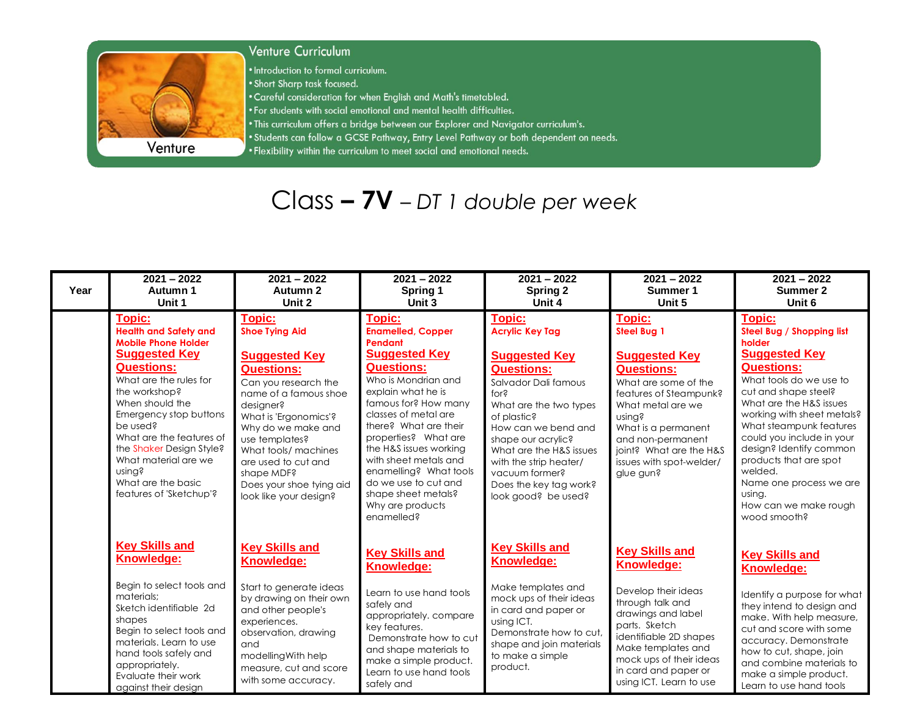## Venture Curriculum

Venture

- Introduction to formal curriculum.
- Short Sharp task focused.
- Careful consideration for when English and Math's timetabled.
- For students with social emotional and mental health difficulties.
- This curriculum offers a bridge between our Explorer and Navigator curriculum's.
- Students can follow a GCSE Pathway, Entry Level Pathway or both dependent on needs.
- Flexibility within the curriculum to meet social and emotional needs.

# Class – 7V – *DT 1 double per week*

| Year | 2021 – 2022 Autumn 1 Unit 1 | 2021 – 2022 Autumn 2 Unit 2 | 2021 – 2022 Spring 1 Unit 3 | 2021 – 2022 Spring 2 Unit 4 | 2021 – 2022 Summer 1 Unit 5 | 2021 – 2022 Summer 2 Unit 6 |
|---|---|---|---|---|---|---|
| | **Topic:** **Health and Safety and Mobile Phone Holder** **Suggested Key Questions:** What are the rules for the workshop? When should the Emergency stop buttons be used? What are the features of the Shaker Design Style? What material are we using? What are the basic features of 'Sketchup'? | **Topic:** **Shoe Tying Aid** **Suggested Key Questions:** Can you research the name of a famous shoe designer? What is 'Ergonomics'? Why do we make and use templates? What tools/ machines are used to cut and shape MDF? Does your shoe tying aid look like your design? | **Topic:** **Enamelled, Copper Pendant** **Suggested Key Questions:** Who is Mondrian and explain what he is famous for? How many classes of metal are there? What are their properties? What are the H&S issues working with sheet metals and enamelling? What tools do we use to cut and shape sheet metals? Why are products enamelled? | **Topic:** **Acrylic Key Tag** **Suggested Key Questions:** Salvador Dali famous for? What are the two types of plastic? How can we bend and shape our acrylic? What are the H&S issues with the strip heater/ vacuum former? Does the key tag work? look good? be used? | **Topic:** **Steel Bug 1** **Suggested Key Questions:** What are some of the features of Steampunk? What metal are we using? What is a permanent and non-permanent joint? What are the H&S issues with spot-welder/ glue gun? | **Topic:** **Steel Bug / Shopping list holder** **Suggested Key Questions:** What tools do we use to cut and shape steel? What are the H&S issues working with sheet metals? What steampunk features could you include in your design? Identify common products that are spot welded. Name one process we are using. How can we make rough wood smooth? |
| | **Key Skills and Knowledge:** Begin to select tools and materials; Sketch identifiable 2d shapes Begin to select tools and materials. Learn to use hand tools safely and appropriately. Evaluate their work against their design | **Key Skills and Knowledge:** Start to generate ideas by drawing on their own and other people's experiences. observation, drawing and modellingWith help measure, cut and score with some accuracy. | **Key Skills and Knowledge:** Learn to use hand tools safely and appropriately. compare key features. Demonstrate how to cut and shape materials to make a simple product. Learn to use hand tools safely and | **Key Skills and Knowledge:** Make templates and mock ups of their ideas in card and paper or using ICT. Demonstrate how to cut, shape and join materials to make a simple product. | **Key Skills and Knowledge:** Develop their ideas through talk and drawings and label parts. Sketch identifiable 2D shapes Make templates and mock ups of their ideas in card and paper or using ICT. Learn to use | **Key Skills and Knowledge:** Identify a purpose for what they intend to design and make. With help measure, cut and score with some accuracy. Demonstrate how to cut, shape, join and combine materials to make a simple product. Learn to use hand tools |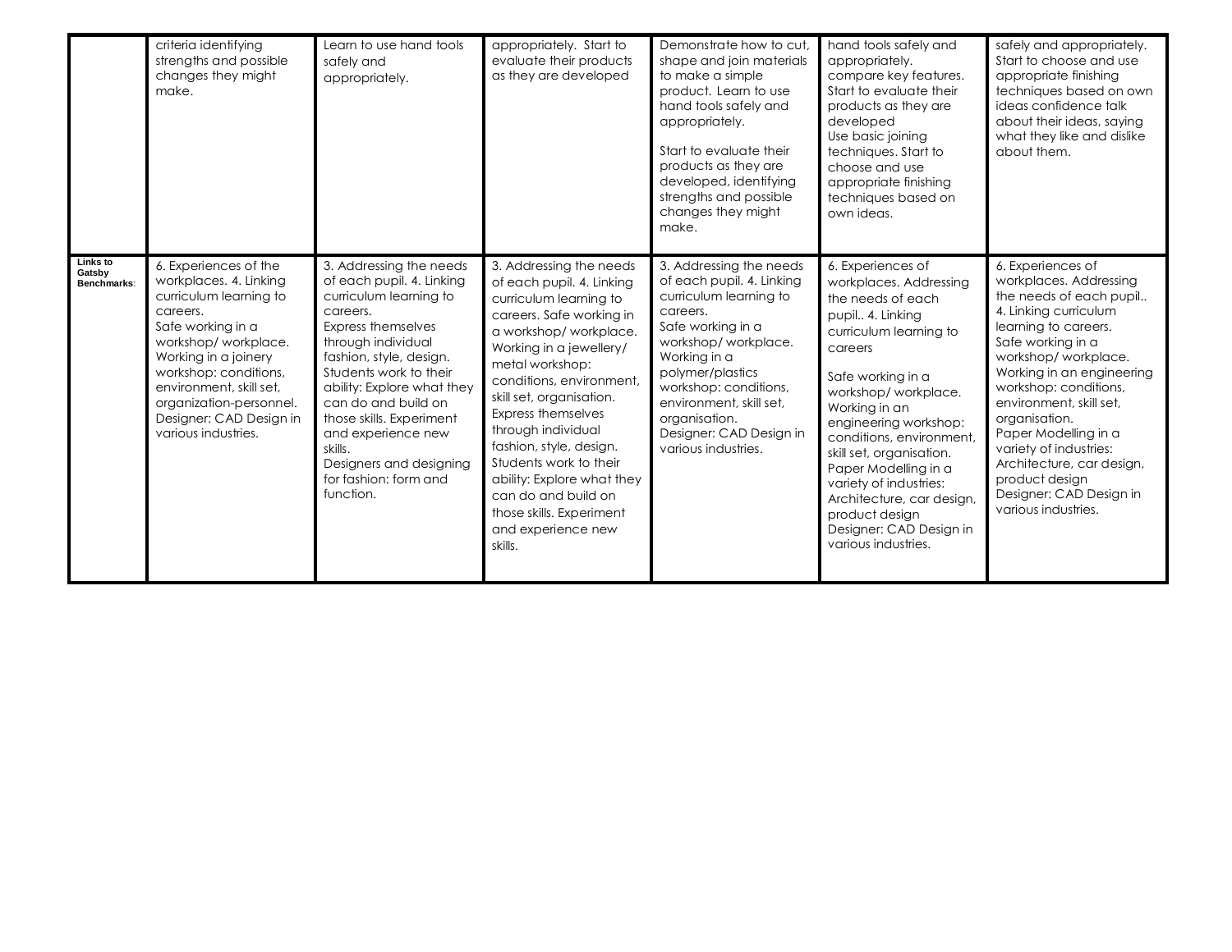| | | | | | | |
|---|---|---|---|---|---|---|
| | criteria identifying strengths and possible changes they might make. | Learn to use hand tools safely and appropriately. | appropriately. Start to evaluate their products as they are developed | Demonstrate how to cut, shape and join materials to make a simple product. Learn to use hand tools safely and appropriately. Start to evaluate their products as they are developed, identifying strengths and possible changes they might make. | hand tools safely and appropriately. compare key features. Start to evaluate their products as they are developed Use basic joining techniques. Start to choose and use appropriate finishing techniques based on own ideas. | safely and appropriately. Start to choose and use appropriate finishing techniques based on own ideas confidence talk about their ideas, saying what they like and dislike about them. |
| **Links to Gatsby Benchmarks**: | 6. Experiences of the workplaces. 4. Linking curriculum learning to careers. Safe working in a workshop/ workplace. Working in a joinery workshop: conditions, environment, skill set, organization-personnel. Designer: CAD Design in various industries. | 3. Addressing the needs of each pupil. 4. Linking curriculum learning to careers. Express themselves through individual fashion, style, design. Students work to their ability: Explore what they can do and build on those skills. Experiment and experience new skills. Designers and designing for fashion: form and function. | 3. Addressing the needs of each pupil. 4. Linking curriculum learning to careers. Safe working in a workshop/ workplace. Working in a jewellery/ metal workshop: conditions, environment, skill set, organisation. Express themselves through individual fashion, style, design. Students work to their ability: Explore what they can do and build on those skills. Experiment and experience new skills. | 3. Addressing the needs of each pupil. 4. Linking curriculum learning to careers. Safe working in a workshop/ workplace. Working in a polymer/plastics workshop: conditions, environment, skill set, organisation. Designer: CAD Design in various industries. | 6. Experiences of workplaces. Addressing the needs of each pupil.. 4. Linking curriculum learning to careers Safe working in a workshop/ workplace. Working in an engineering workshop: conditions, environment, skill set, organisation. Paper Modelling in a variety of industries: Architecture, car design, product design Designer: CAD Design in various industries. | 6. Experiences of workplaces. Addressing the needs of each pupil.. 4. Linking curriculum learning to careers. Safe working in a workshop/ workplace. Working in an engineering workshop: conditions, environment, skill set, organisation. Paper Modelling in a variety of industries: Architecture, car design, product design Designer: CAD Design in various industries. |